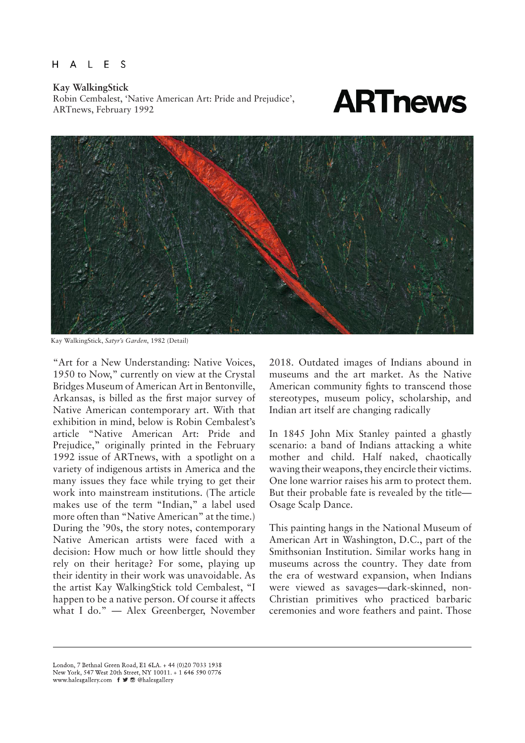HALES

**Kay WalkingStick**
Robin Cembalest, 'Native American Art: Pride and Prejudice', ARTnews, February 1992

**ARTnews**

Kay WalkingStick, *Satyr's Garden*, 1982 (Detail)

"Art for a New Understanding: Native Voices, 1950 to Now," currently on view at the Crystal Bridges Museum of American Art in Bentonville, Arkansas, is billed as the first major survey of Native American contemporary art. With that exhibition in mind, below is Robin Cembalest's article "Native American Art: Pride and Prejudice," originally printed in the February 1992 issue of ARTnews, with a spotlight on a variety of indigenous artists in America and the many issues they face while trying to get their work into mainstream institutions. (The article makes use of the term "Indian," a label used more often than "Native American" at the time.) During the '90s, the story notes, contemporary Native American artists were faced with a decision: How much or how little should they rely on their heritage? For some, playing up their identity in their work was unavoidable. As the artist Kay WalkingStick told Cembalest, "I happen to be a native person. Of course it affects what I do." — Alex Greenberger, November 2018. Outdated images of Indians abound in museums and the art market. As the Native American community fights to transcend those stereotypes, museum policy, scholarship, and Indian art itself are changing radically

In 1845 John Mix Stanley painted a ghastly scenario: a band of Indians attacking a white mother and child. Half naked, chaotically waving their weapons, they encircle their victims. One lone warrior raises his arm to protect them. But their probable fate is revealed by the title—Osage Scalp Dance.

This painting hangs in the National Museum of American Art in Washington, D.C., part of the Smithsonian Institution. Similar works hang in museums across the country. They date from the era of westward expansion, when Indians were viewed as savages—dark-skinned, non-Christian primitives who practiced barbaric ceremonies and wore feathers and paint. Those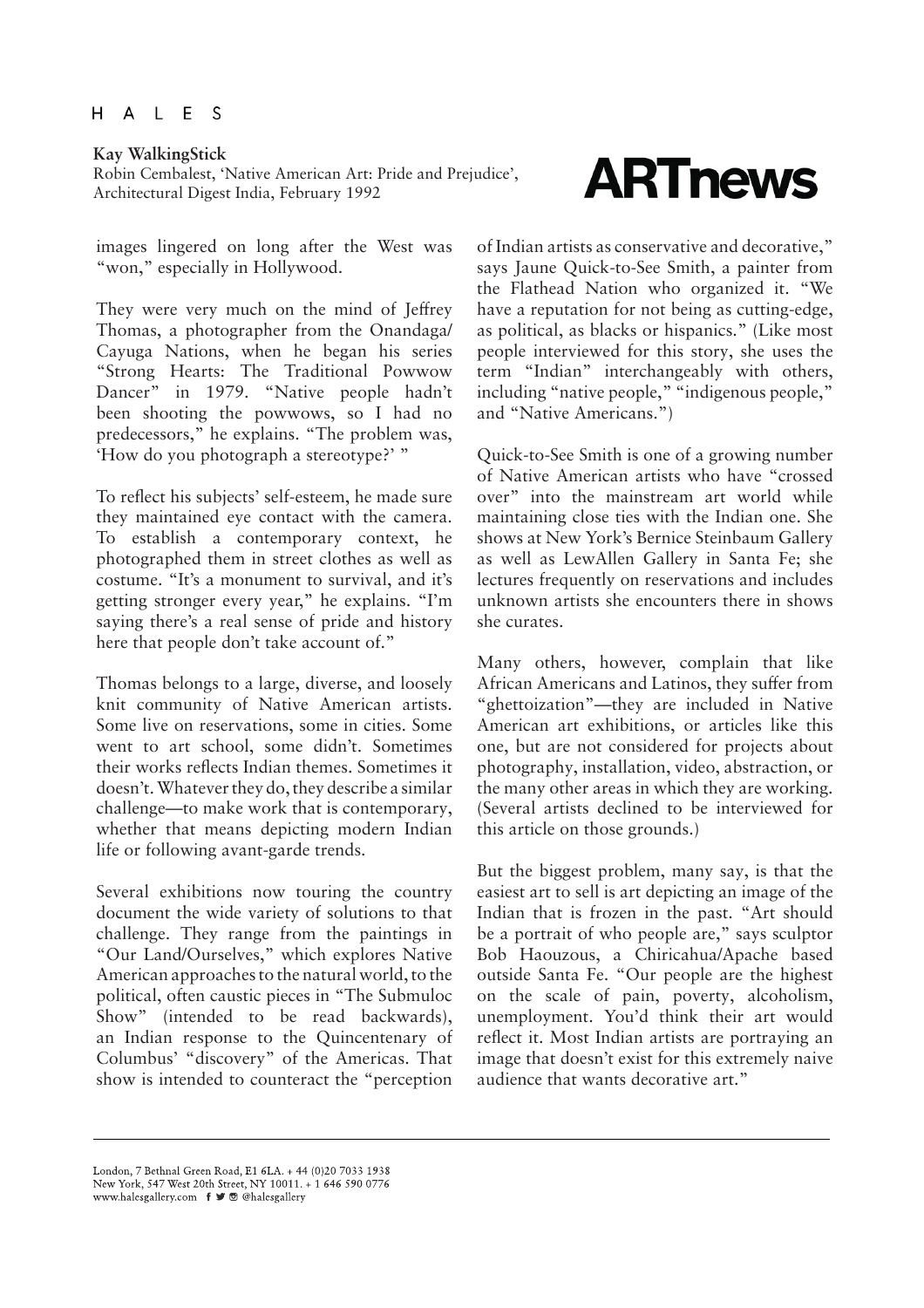images lingered on long after the West was "won," especially in Hollywood.

They were very much on the mind of Jeffrey Thomas, a photographer from the Onandaga/Cayuga Nations, when he began his series "Strong Hearts: The Traditional Powwow Dancer" in 1979. "Native people hadn't been shooting the powwows, so I had no predecessors," he explains. "The problem was, 'How do you photograph a stereotype?' "

To reflect his subjects' self-esteem, he made sure they maintained eye contact with the camera. To establish a contemporary context, he photographed them in street clothes as well as costume. "It's a monument to survival, and it's getting stronger every year," he explains. "I'm saying there's a real sense of pride and history here that people don't take account of."

Thomas belongs to a large, diverse, and loosely knit community of Native American artists. Some live on reservations, some in cities. Some went to art school, some didn't. Sometimes their works reflects Indian themes. Sometimes it doesn't. Whatever they do, they describe a similar challenge—to make work that is contemporary, whether that means depicting modern Indian life or following avant-garde trends.

Several exhibitions now touring the country document the wide variety of solutions to that challenge. They range from the paintings in "Our Land/Ourselves," which explores Native American approaches to the natural world, to the political, often caustic pieces in "The Submuloc Show" (intended to be read backwards), an Indian response to the Quincentenary of Columbus' "discovery" of the Americas. That show is intended to counteract the "perception of Indian artists as conservative and decorative," says Jaune Quick-to-See Smith, a painter from the Flathead Nation who organized it. "We have a reputation for not being as cutting-edge, as political, as blacks or hispanics." (Like most people interviewed for this story, she uses the term "Indian" interchangeably with others, including "native people," "indigenous people," and "Native Americans.")

Quick-to-See Smith is one of a growing number of Native American artists who have "crossed over" into the mainstream art world while maintaining close ties with the Indian one. She shows at New York's Bernice Steinbaum Gallery as well as LewAllen Gallery in Santa Fe; she lectures frequently on reservations and includes unknown artists she encounters there in shows she curates.

Many others, however, complain that like African Americans and Latinos, they suffer from "ghettoization"—they are included in Native American art exhibitions, or articles like this one, but are not considered for projects about photography, installation, video, abstraction, or the many other areas in which they are working. (Several artists declined to be interviewed for this article on those grounds.)

But the biggest problem, many say, is that the easiest art to sell is art depicting an image of the Indian that is frozen in the past. "Art should be a portrait of who people are," says sculptor Bob Haozous, a Chiricahua/Apache based outside Santa Fe. "Our people are the highest on the scale of pain, poverty, alcoholism, unemployment. You'd think their art would reflect it. Most Indian artists are portraying an image that doesn't exist for this extremely naive audience that wants decorative art."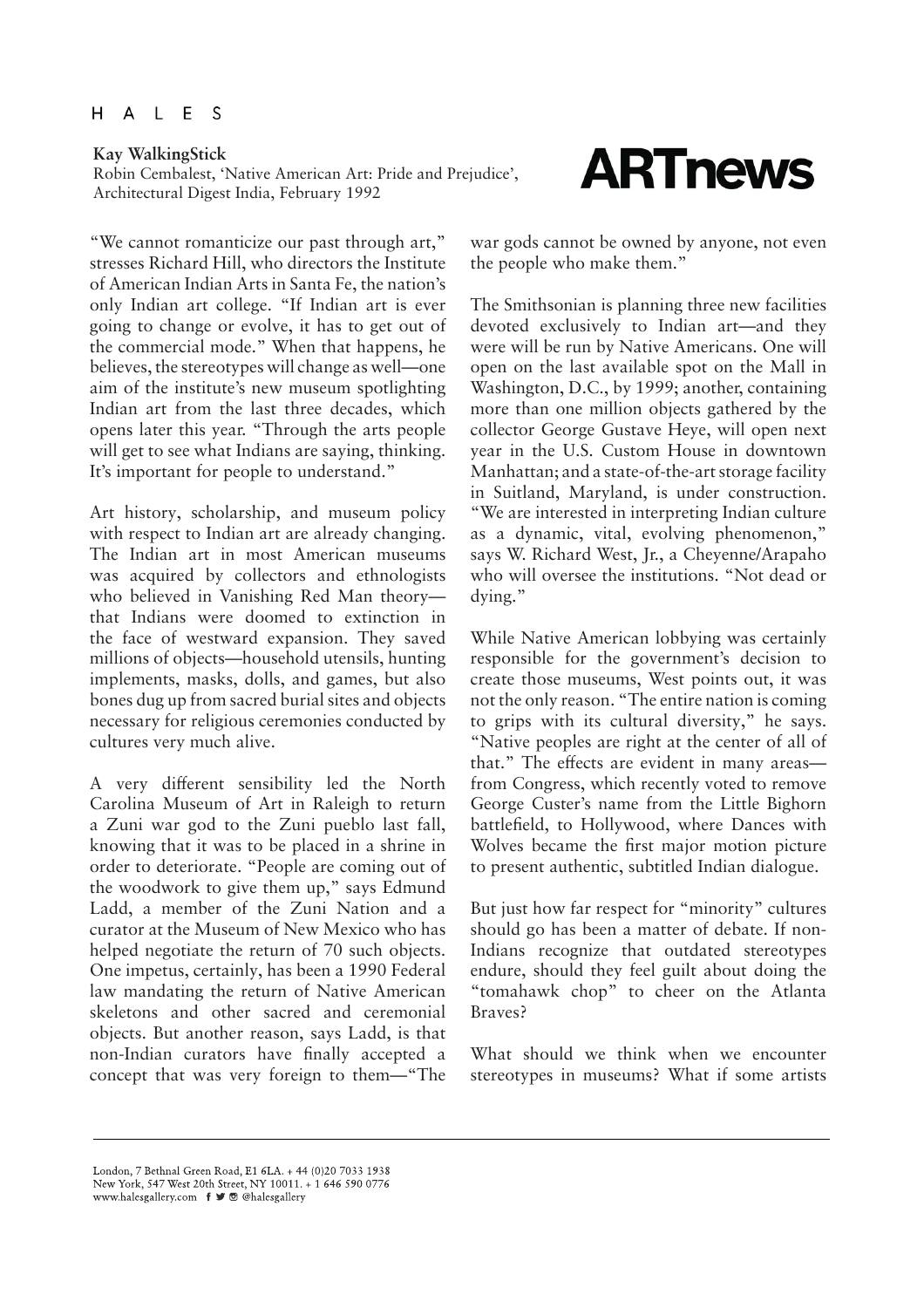**Kay WalkingStick**
Robin Cembalest, 'Native American Art: Pride and Prejudice', Architectural Digest India, February 1992

# ARTnews

"We cannot romanticize our past through art," stresses Richard Hill, who directors the Institute of American Indian Arts in Santa Fe, the nation's only Indian art college. "If Indian art is ever going to change or evolve, it has to get out of the commercial mode." When that happens, he believes, the stereotypes will change as well—one aim of the institute's new museum spotlighting Indian art from the last three decades, which opens later this year. "Through the arts people will get to see what Indians are saying, thinking. It's important for people to understand."

Art history, scholarship, and museum policy with respect to Indian art are already changing. The Indian art in most American museums was acquired by collectors and ethnologists who believed in Vanishing Red Man theory—that Indians were doomed to extinction in the face of westward expansion. They saved millions of objects—household utensils, hunting implements, masks, dolls, and games, but also bones dug up from sacred burial sites and objects necessary for religious ceremonies conducted by cultures very much alive.

A very different sensibility led the North Carolina Museum of Art in Raleigh to return a Zuni war god to the Zuni pueblo last fall, knowing that it was to be placed in a shrine in order to deteriorate. "People are coming out of the woodwork to give them up," says Edmund Ladd, a member of the Zuni Nation and a curator at the Museum of New Mexico who has helped negotiate the return of 70 such objects. One impetus, certainly, has been a 1990 Federal law mandating the return of Native American skeletons and other sacred and ceremonial objects. But another reason, says Ladd, is that non-Indian curators have finally accepted a concept that was very foreign to them—"The war gods cannot be owned by anyone, not even the people who make them."

The Smithsonian is planning three new facilities devoted exclusively to Indian art—and they were will be run by Native Americans. One will open on the last available spot on the Mall in Washington, D.C., by 1999; another, containing more than one million objects gathered by the collector George Gustave Heye, will open next year in the U.S. Custom House in downtown Manhattan; and a state-of-the-art storage facility in Suitland, Maryland, is under construction. "We are interested in interpreting Indian culture as a dynamic, vital, evolving phenomenon," says W. Richard West, Jr., a Cheyenne/Arapaho who will oversee the institutions. "Not dead or dying."

While Native American lobbying was certainly responsible for the government's decision to create those museums, West points out, it was not the only reason. "The entire nation is coming to grips with its cultural diversity," he says. "Native peoples are right at the center of all of that." The effects are evident in many areas—from Congress, which recently voted to remove George Custer's name from the Little Bighorn battlefield, to Hollywood, where Dances with Wolves became the first major motion picture to present authentic, subtitled Indian dialogue.

But just how far respect for "minority" cultures should go has been a matter of debate. If non-Indians recognize that outdated stereotypes endure, should they feel guilt about doing the "tomahawk chop" to cheer on the Atlanta Braves?

What should we think when we encounter stereotypes in museums? What if some artists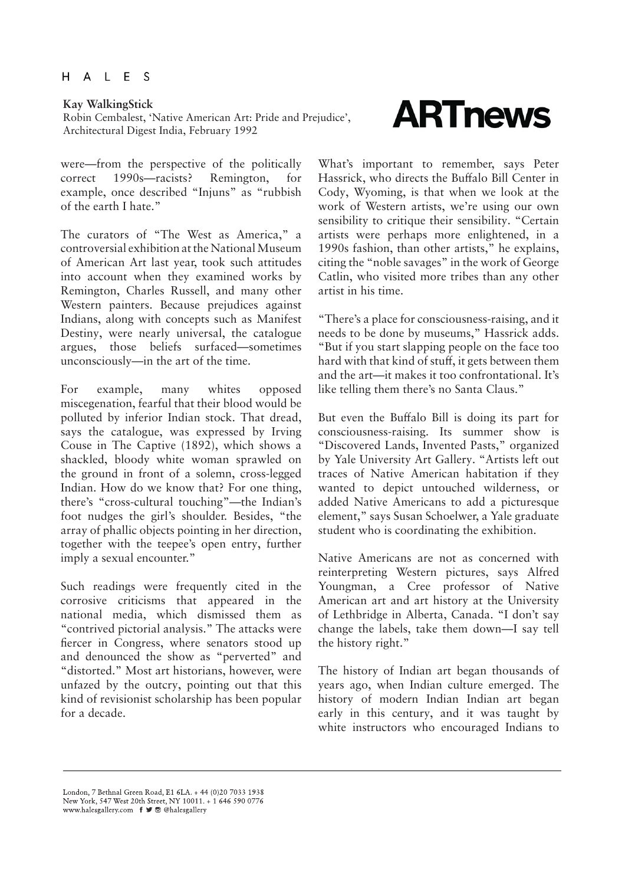were—from the perspective of the politically correct 1990s—racists? Remington, for example, once described "Injuns" as "rubbish of the earth I hate."

The curators of "The West as America," a controversial exhibition at the National Museum of American Art last year, took such attitudes into account when they examined works by Remington, Charles Russell, and many other Western painters. Because prejudices against Indians, along with concepts such as Manifest Destiny, were nearly universal, the catalogue argues, those beliefs surfaced—sometimes unconsciously—in the art of the time.

For example, many whites opposed miscegenation, fearful that their blood would be polluted by inferior Indian stock. That dread, says the catalogue, was expressed by Irving Couse in The Captive (1892), which shows a shackled, bloody white woman sprawled on the ground in front of a solemn, cross-legged Indian. How do we know that? For one thing, there's "cross-cultural touching"—the Indian's foot nudges the girl's shoulder. Besides, "the array of phallic objects pointing in her direction, together with the teepee's open entry, further imply a sexual encounter."

Such readings were frequently cited in the corrosive criticisms that appeared in the national media, which dismissed them as "contrived pictorial analysis." The attacks were fiercer in Congress, where senators stood up and denounced the show as "perverted" and "distorted." Most art historians, however, were unfazed by the outcry, pointing out that this kind of revisionist scholarship has been popular for a decade.

What's important to remember, says Peter Hassrick, who directs the Buffalo Bill Center in Cody, Wyoming, is that when we look at the work of Western artists, we're using our own sensibility to critique their sensibility. "Certain artists were perhaps more enlightened, in a 1990s fashion, than other artists," he explains, citing the "noble savages" in the work of George Catlin, who visited more tribes than any other artist in his time.

"There's a place for consciousness-raising, and it needs to be done by museums," Hassrick adds. "But if you start slapping people on the face too hard with that kind of stuff, it gets between them and the art—it makes it too confrontational. It's like telling them there's no Santa Claus."

But even the Buffalo Bill is doing its part for consciousness-raising. Its summer show is "Discovered Lands, Invented Pasts," organized by Yale University Art Gallery. "Artists left out traces of Native American habitation if they wanted to depict untouched wilderness, or added Native Americans to add a picturesque element," says Susan Schoelwer, a Yale graduate student who is coordinating the exhibition.

Native Americans are not as concerned with reinterpreting Western pictures, says Alfred Youngman, a Cree professor of Native American art and art history at the University of Lethbridge in Alberta, Canada. "I don't say change the labels, take them down—I say tell the history right."

The history of Indian art began thousands of years ago, when Indian culture emerged. The history of modern Indian Indian art began early in this century, and it was taught by white instructors who encouraged Indians to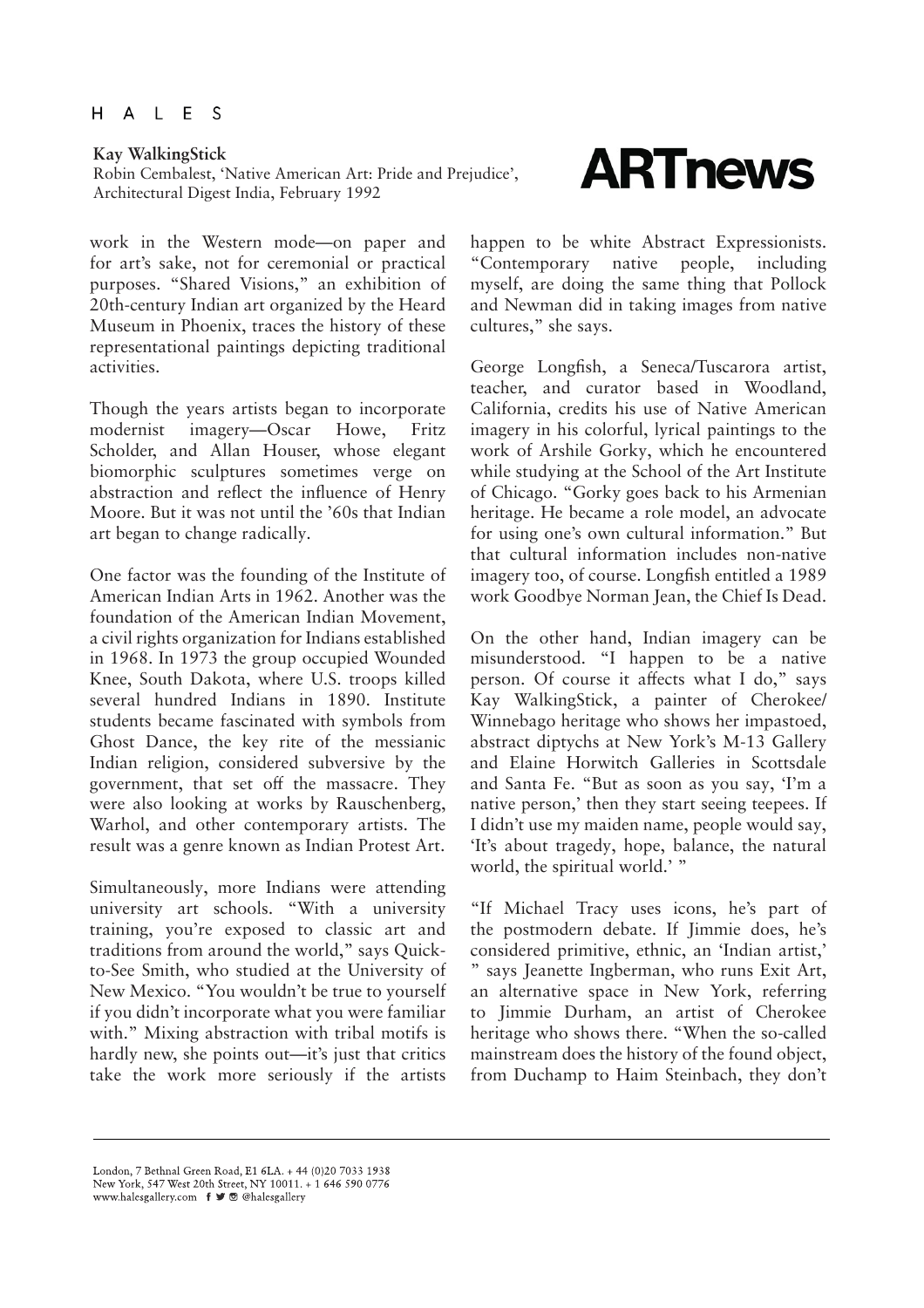work in the Western mode—on paper and for art's sake, not for ceremonial or practical purposes. "Shared Visions," an exhibition of 20th-century Indian art organized by the Heard Museum in Phoenix, traces the history of these representational paintings depicting traditional activities.

Though the years artists began to incorporate modernist imagery—Oscar Howe, Fritz Scholder, and Allan Houser, whose elegant biomorphic sculptures sometimes verge on abstraction and reflect the influence of Henry Moore. But it was not until the '60s that Indian art began to change radically.

One factor was the founding of the Institute of American Indian Arts in 1962. Another was the foundation of the American Indian Movement, a civil rights organization for Indians established in 1968. In 1973 the group occupied Wounded Knee, South Dakota, where U.S. troops killed several hundred Indians in 1890. Institute students became fascinated with symbols from Ghost Dance, the key rite of the messianic Indian religion, considered subversive by the government, that set off the massacre. They were also looking at works by Rauschenberg, Warhol, and other contemporary artists. The result was a genre known as Indian Protest Art.

Simultaneously, more Indians were attending university art schools. "With a university training, you're exposed to classic art and traditions from around the world," says Quick-to-See Smith, who studied at the University of New Mexico. "You wouldn't be true to yourself if you didn't incorporate what you were familiar with." Mixing abstraction with tribal motifs is hardly new, she points out—it's just that critics take the work more seriously if the artists happen to be white Abstract Expressionists. "Contemporary native people, including myself, are doing the same thing that Pollock and Newman did in taking images from native cultures," she says.

George Longfish, a Seneca/Tuscarora artist, teacher, and curator based in Woodland, California, credits his use of Native American imagery in his colorful, lyrical paintings to the work of Arshile Gorky, which he encountered while studying at the School of the Art Institute of Chicago. "Gorky goes back to his Armenian heritage. He became a role model, an advocate for using one's own cultural information." But that cultural information includes non-native imagery too, of course. Longfish entitled a 1989 work Goodbye Norman Jean, the Chief Is Dead.

On the other hand, Indian imagery can be misunderstood. "I happen to be a native person. Of course it affects what I do," says Kay WalkingStick, a painter of Cherokee/Winnebago heritage who shows her impastoed, abstract diptychs at New York's M-13 Gallery and Elaine Horwitch Galleries in Scottsdale and Santa Fe. "But as soon as you say, 'I'm a native person,' then they start seeing teepees. If I didn't use my maiden name, people would say, 'It's about tragedy, hope, balance, the natural world, the spiritual world.' "

"If Michael Tracy uses icons, he's part of the postmodern debate. If Jimmie does, he's considered primitive, ethnic, an 'Indian artist,' " says Jeanette Ingberman, who runs Exit Art, an alternative space in New York, referring to Jimmie Durham, an artist of Cherokee heritage who shows there. "When the so-called mainstream does the history of the found object, from Duchamp to Haim Steinbach, they don't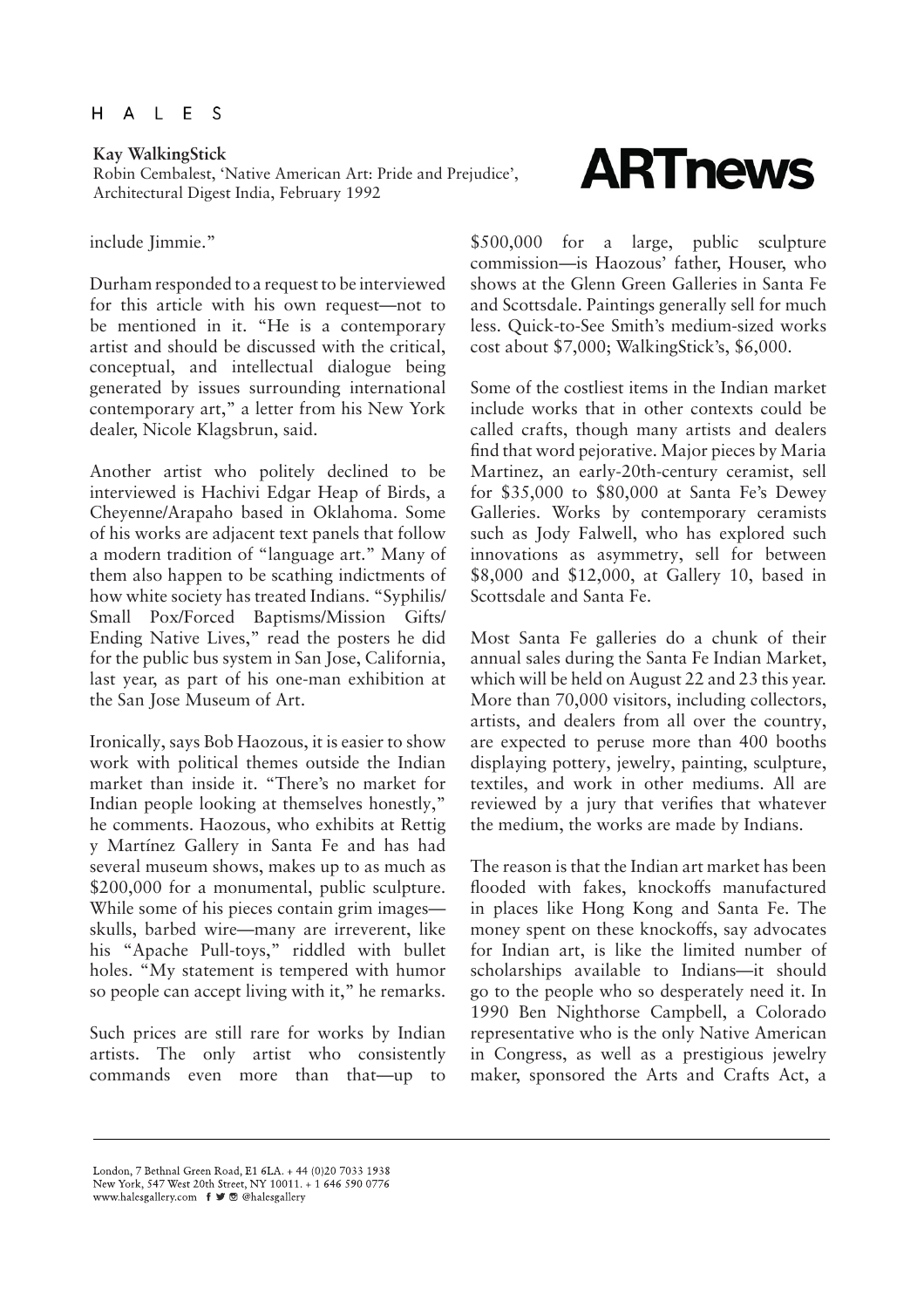include Jimmie."

Durham responded to a request to be interviewed for this article with his own request—not to be mentioned in it. "He is a contemporary artist and should be discussed with the critical, conceptual, and intellectual dialogue being generated by issues surrounding international contemporary art," a letter from his New York dealer, Nicole Klagsbrun, said.

Another artist who politely declined to be interviewed is Hachivi Edgar Heap of Birds, a Cheyenne/Arapaho based in Oklahoma. Some of his works are adjacent text panels that follow a modern tradition of "language art." Many of them also happen to be scathing indictments of how white society has treated Indians. "Syphilis/Small Pox/Forced Baptisms/Mission Gifts/Ending Native Lives," read the posters he did for the public bus system in San Jose, California, last year, as part of his one-man exhibition at the San Jose Museum of Art.

Ironically, says Bob Haozous, it is easier to show work with political themes outside the Indian market than inside it. "There's no market for Indian people looking at themselves honestly," he comments. Haozous, who exhibits at Rettig y Martínez Gallery in Santa Fe and has had several museum shows, makes up to as much as $200,000 for a monumental, public sculpture. While some of his pieces contain grim images—skulls, barbed wire—many are irreverent, like his "Apache Pull-toys," riddled with bullet holes. "My statement is tempered with humor so people can accept living with it," he remarks.

Such prices are still rare for works by Indian artists. The only artist who consistently commands even more than that—up to $500,000 for a large, public sculpture commission—is Haozous' father, Houser, who shows at the Glenn Green Galleries in Santa Fe and Scottsdale. Paintings generally sell for much less. Quick-to-See Smith's medium-sized works cost about $7,000; WalkingStick's, $6,000.

Some of the costliest items in the Indian market include works that in other contexts could be called crafts, though many artists and dealers find that word pejorative. Major pieces by Maria Martinez, an early-20th-century ceramist, sell for $35,000 to $80,000 at Santa Fe's Dewey Galleries. Works by contemporary ceramists such as Jody Falwell, who has explored such innovations as asymmetry, sell for between $8,000 and $12,000, at Gallery 10, based in Scottsdale and Santa Fe.

Most Santa Fe galleries do a chunk of their annual sales during the Santa Fe Indian Market, which will be held on August 22 and 23 this year. More than 70,000 visitors, including collectors, artists, and dealers from all over the country, are expected to peruse more than 400 booths displaying pottery, jewelry, painting, sculpture, textiles, and work in other mediums. All are reviewed by a jury that verifies that whatever the medium, the works are made by Indians.

The reason is that the Indian art market has been flooded with fakes, knockoffs manufactured in places like Hong Kong and Santa Fe. The money spent on these knockoffs, say advocates for Indian art, is like the limited number of scholarships available to Indians—it should go to the people who so desperately need it. In 1990 Ben Nighthorse Campbell, a Colorado representative who is the only Native American in Congress, as well as a prestigious jewelry maker, sponsored the Arts and Crafts Act, a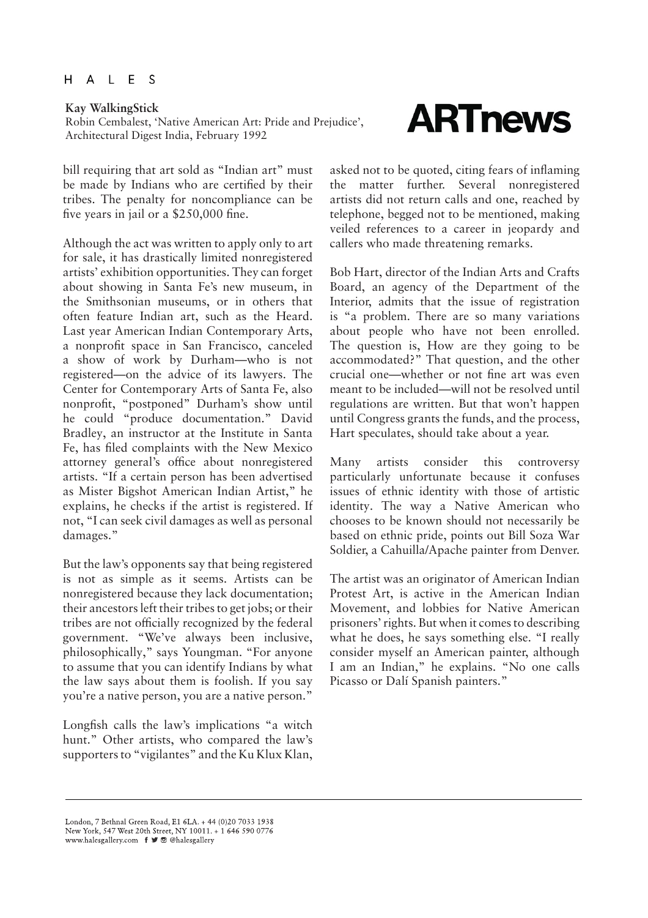bill requiring that art sold as "Indian art" must be made by Indians who are certified by their tribes. The penalty for noncompliance can be five years in jail or a $250,000 fine.

Although the act was written to apply only to art for sale, it has drastically limited nonregistered artists' exhibition opportunities. They can forget about showing in Santa Fe's new museum, in the Smithsonian museums, or in others that often feature Indian art, such as the Heard. Last year American Indian Contemporary Arts, a nonprofit space in San Francisco, canceled a show of work by Durham—who is not registered—on the advice of its lawyers. The Center for Contemporary Arts of Santa Fe, also nonprofit, "postponed" Durham's show until he could "produce documentation." David Bradley, an instructor at the Institute in Santa Fe, has filed complaints with the New Mexico attorney general's office about nonregistered artists. "If a certain person has been advertised as Mister Bigshot American Indian Artist," he explains, he checks if the artist is registered. If not, "I can seek civil damages as well as personal damages."

But the law's opponents say that being registered is not as simple as it seems. Artists can be nonregistered because they lack documentation; their ancestors left their tribes to get jobs; or their tribes are not officially recognized by the federal government. "We've always been inclusive, philosophically," says Youngman. "For anyone to assume that you can identify Indians by what the law says about them is foolish. If you say you're a native person, you are a native person."

Longfish calls the law's implications "a witch hunt." Other artists, who compared the law's supporters to "vigilantes" and the Ku Klux Klan, asked not to be quoted, citing fears of inflaming the matter further. Several nonregistered artists did not return calls and one, reached by telephone, begged not to be mentioned, making veiled references to a career in jeopardy and callers who made threatening remarks.

Bob Hart, director of the Indian Arts and Crafts Board, an agency of the Department of the Interior, admits that the issue of registration is "a problem. There are so many variations about people who have not been enrolled. The question is, How are they going to be accommodated?" That question, and the other crucial one—whether or not fine art was even meant to be included—will not be resolved until regulations are written. But that won't happen until Congress grants the funds, and the process, Hart speculates, should take about a year.

Many artists consider this controversy particularly unfortunate because it confuses issues of ethnic identity with those of artistic identity. The way a Native American who chooses to be known should not necessarily be based on ethnic pride, points out Bill Soza War Soldier, a Cahuilla/Apache painter from Denver.

The artist was an originator of American Indian Protest Art, is active in the American Indian Movement, and lobbies for Native American prisoners' rights. But when it comes to describing what he does, he says something else. "I really consider myself an American painter, although I am an Indian," he explains. "No one calls Picasso or Dalí Spanish painters."